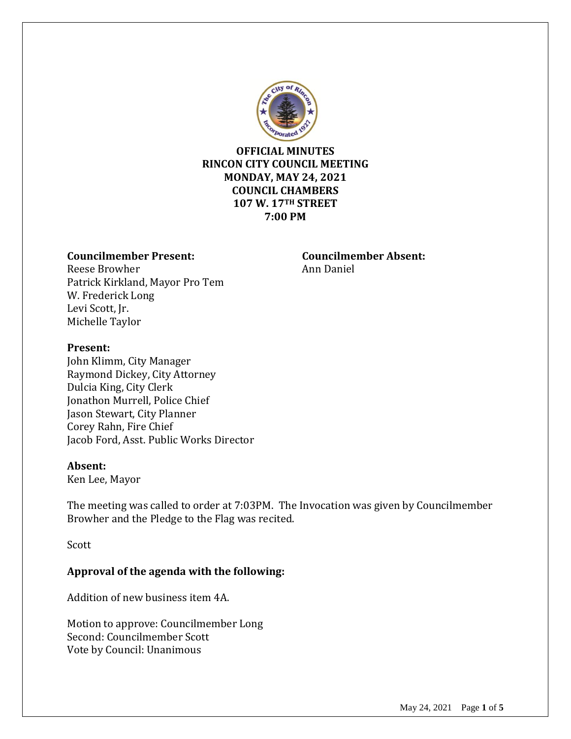**OFFICIAL MINUTES**
**RINCON CITY COUNCIL MEETING**
**MONDAY, MAY 24, 2021**
**COUNCIL CHAMBERS**
**107 W. 17TH STREET**
**7:00 PM**

**Councilmember Present:**
Reese Browher
Patrick Kirkland, Mayor Pro Tem
W. Frederick Long
Levi Scott, Jr.
Michelle Taylor

**Councilmember Absent:**
Ann Daniel

**Present:**
John Klimm, City Manager
Raymond Dickey, City Attorney
Dulcia King, City Clerk
Jonathon Murrell, Police Chief
Jason Stewart, City Planner
Corey Rahn, Fire Chief
Jacob Ford, Asst. Public Works Director

**Absent:**
Ken Lee, Mayor

The meeting was called to order at 7:03PM. The Invocation was given by Councilmember Browher and the Pledge to the Flag was recited.

Scott

**Approval of the agenda with the following:**

Addition of new business item 4A.

Motion to approve: Councilmember Long
Second: Councilmember Scott
Vote by Council: Unanimous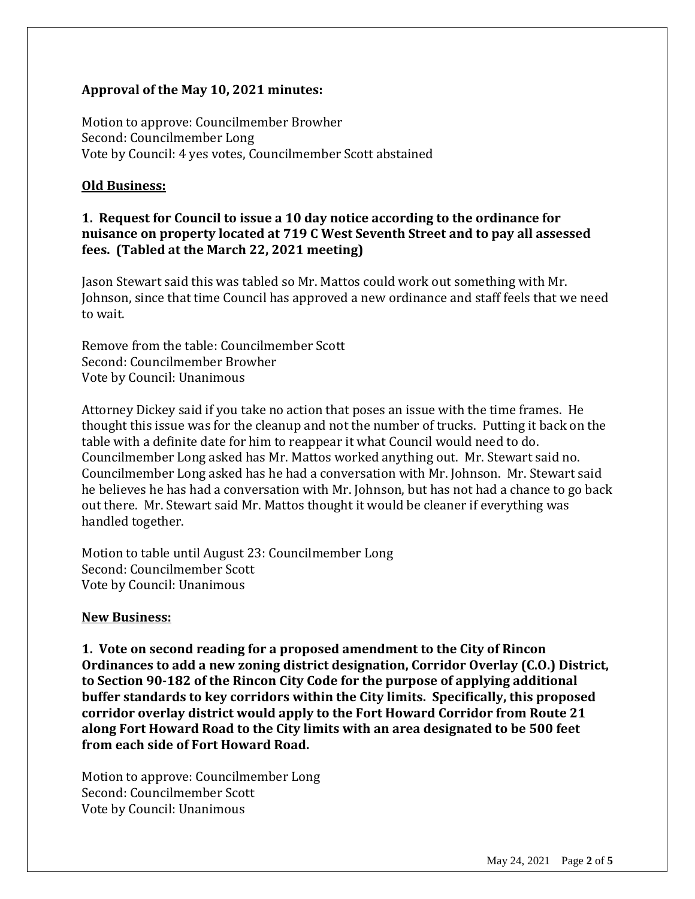**Approval of the May 10, 2021 minutes:**

Motion to approve: Councilmember Browher
Second: Councilmember Long
Vote by Council: 4 yes votes, Councilmember Scott abstained

**Old Business:**

**1. Request for Council to issue a 10 day notice according to the ordinance for nuisance on property located at 719 C West Seventh Street and to pay all assessed fees. (Tabled at the March 22, 2021 meeting)**

Jason Stewart said this was tabled so Mr. Mattos could work out something with Mr. Johnson, since that time Council has approved a new ordinance and staff feels that we need to wait.

Remove from the table: Councilmember Scott
Second: Councilmember Browher
Vote by Council: Unanimous

Attorney Dickey said if you take no action that poses an issue with the time frames. He thought this issue was for the cleanup and not the number of trucks. Putting it back on the table with a definite date for him to reappear it what Council would need to do. Councilmember Long asked has Mr. Mattos worked anything out. Mr. Stewart said no. Councilmember Long asked has he had a conversation with Mr. Johnson. Mr. Stewart said he believes he has had a conversation with Mr. Johnson, but has not had a chance to go back out there. Mr. Stewart said Mr. Mattos thought it would be cleaner if everything was handled together.

Motion to table until August 23: Councilmember Long
Second: Councilmember Scott
Vote by Council: Unanimous

**New Business:**

**1. Vote on second reading for a proposed amendment to the City of Rincon Ordinances to add a new zoning district designation, Corridor Overlay (C.O.) District, to Section 90-182 of the Rincon City Code for the purpose of applying additional buffer standards to key corridors within the City limits. Specifically, this proposed corridor overlay district would apply to the Fort Howard Corridor from Route 21 along Fort Howard Road to the City limits with an area designated to be 500 feet from each side of Fort Howard Road.**

Motion to approve: Councilmember Long
Second: Councilmember Scott
Vote by Council: Unanimous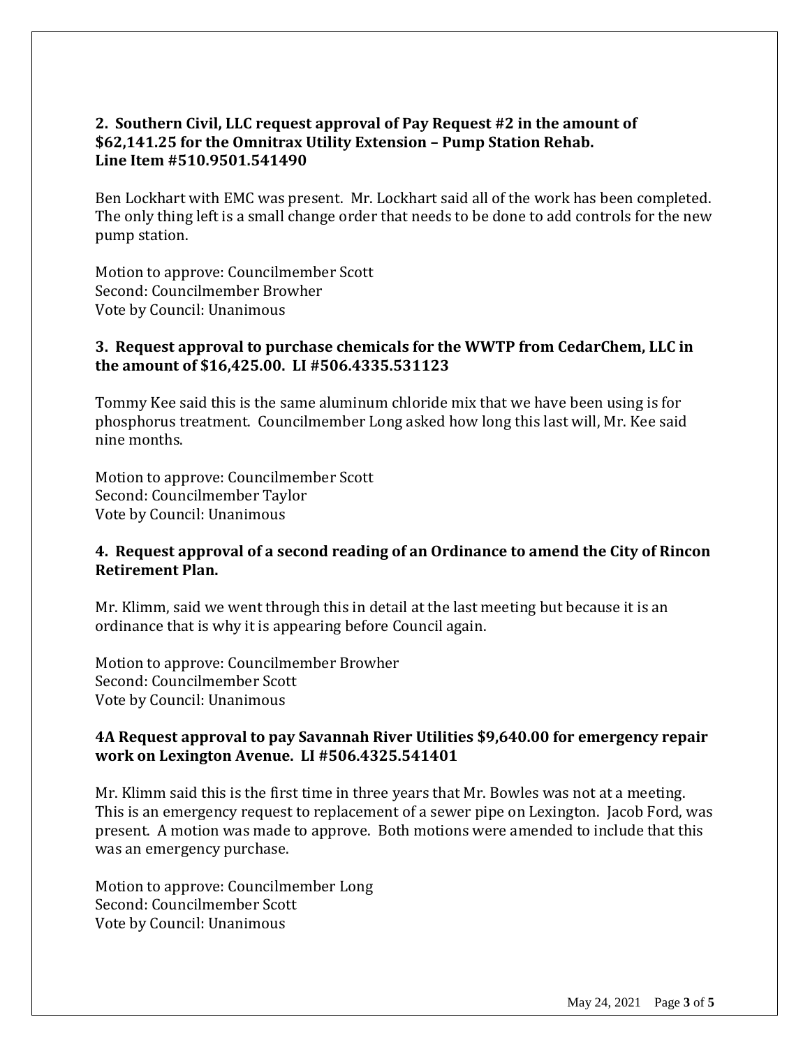**2. Southern Civil, LLC request approval of Pay Request #2 in the amount of $62,141.25 for the Omnitrax Utility Extension – Pump Station Rehab. Line Item #510.9501.541490**

Ben Lockhart with EMC was present. Mr. Lockhart said all of the work has been completed. The only thing left is a small change order that needs to be done to add controls for the new pump station.

Motion to approve: Councilmember Scott
Second: Councilmember Browher
Vote by Council: Unanimous

**3. Request approval to purchase chemicals for the WWTP from CedarChem, LLC in the amount of $16,425.00. LI #506.4335.531123**

Tommy Kee said this is the same aluminum chloride mix that we have been using is for phosphorus treatment. Councilmember Long asked how long this last will, Mr. Kee said nine months.

Motion to approve: Councilmember Scott
Second: Councilmember Taylor
Vote by Council: Unanimous

**4. Request approval of a second reading of an Ordinance to amend the City of Rincon Retirement Plan.**

Mr. Klimm, said we went through this in detail at the last meeting but because it is an ordinance that is why it is appearing before Council again.

Motion to approve: Councilmember Browher
Second: Councilmember Scott
Vote by Council: Unanimous

**4A Request approval to pay Savannah River Utilities $9,640.00 for emergency repair work on Lexington Avenue. LI #506.4325.541401**

Mr. Klimm said this is the first time in three years that Mr. Bowles was not at a meeting. This is an emergency request to replacement of a sewer pipe on Lexington. Jacob Ford, was present. A motion was made to approve. Both motions were amended to include that this was an emergency purchase.

Motion to approve: Councilmember Long
Second: Councilmember Scott
Vote by Council: Unanimous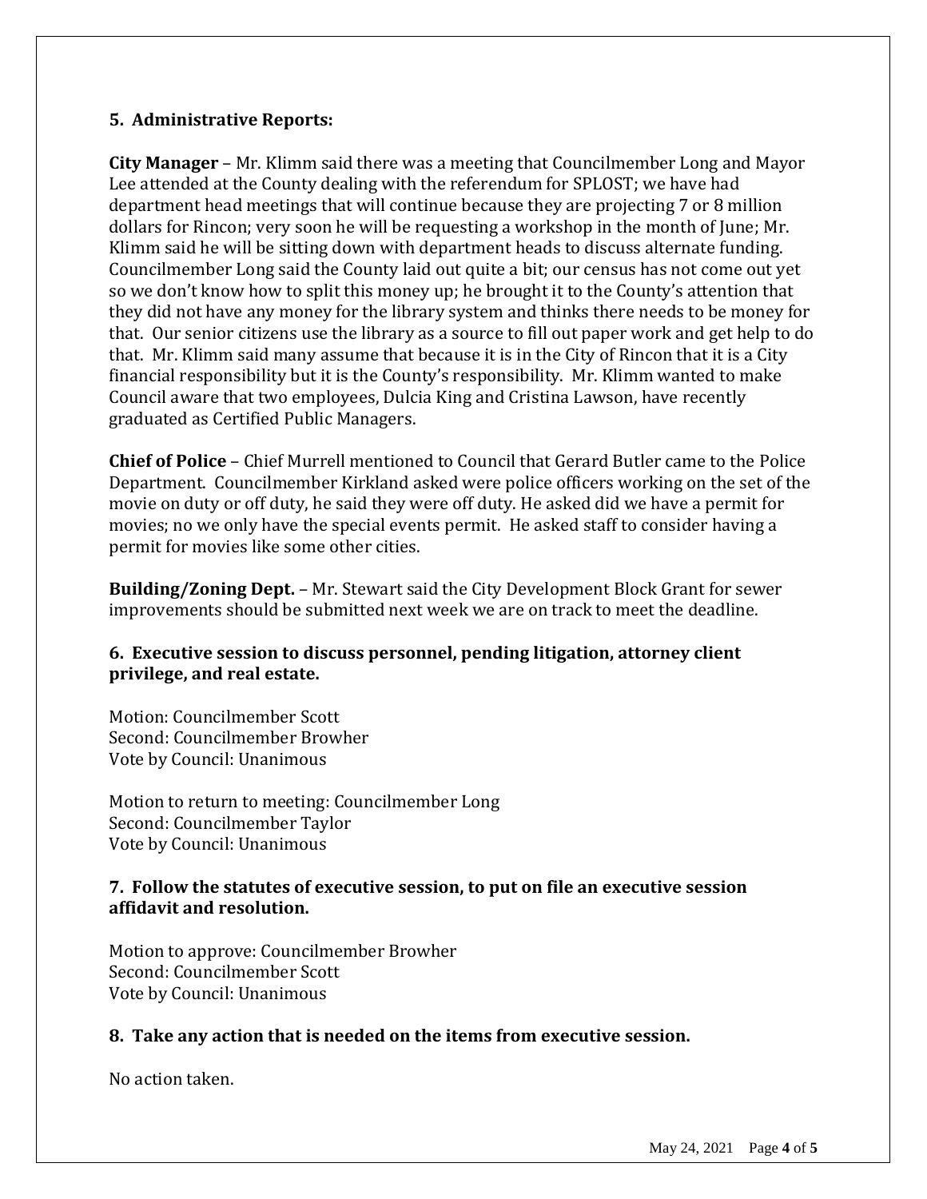### 5. Administrative Reports:

**City Manager** – Mr. Klimm said there was a meeting that Councilmember Long and Mayor Lee attended at the County dealing with the referendum for SPLOST; we have had department head meetings that will continue because they are projecting 7 or 8 million dollars for Rincon; very soon he will be requesting a workshop in the month of June; Mr. Klimm said he will be sitting down with department heads to discuss alternate funding. Councilmember Long said the County laid out quite a bit; our census has not come out yet so we don't know how to split this money up; he brought it to the County's attention that they did not have any money for the library system and thinks there needs to be money for that. Our senior citizens use the library as a source to fill out paper work and get help to do that. Mr. Klimm said many assume that because it is in the City of Rincon that it is a City financial responsibility but it is the County's responsibility. Mr. Klimm wanted to make Council aware that two employees, Dulcia King and Cristina Lawson, have recently graduated as Certified Public Managers.

**Chief of Police** – Chief Murrell mentioned to Council that Gerard Butler came to the Police Department. Councilmember Kirkland asked were police officers working on the set of the movie on duty or off duty, he said they were off duty. He asked did we have a permit for movies; no we only have the special events permit. He asked staff to consider having a permit for movies like some other cities.

**Building/Zoning Dept.** – Mr. Stewart said the City Development Block Grant for sewer improvements should be submitted next week we are on track to meet the deadline.

### 6. Executive session to discuss personnel, pending litigation, attorney client privilege, and real estate.

Motion: Councilmember Scott
Second: Councilmember Browher
Vote by Council: Unanimous

Motion to return to meeting: Councilmember Long
Second: Councilmember Taylor
Vote by Council: Unanimous

### 7. Follow the statutes of executive session, to put on file an executive session affidavit and resolution.

Motion to approve: Councilmember Browher
Second: Councilmember Scott
Vote by Council: Unanimous

### 8. Take any action that is needed on the items from executive session.

No action taken.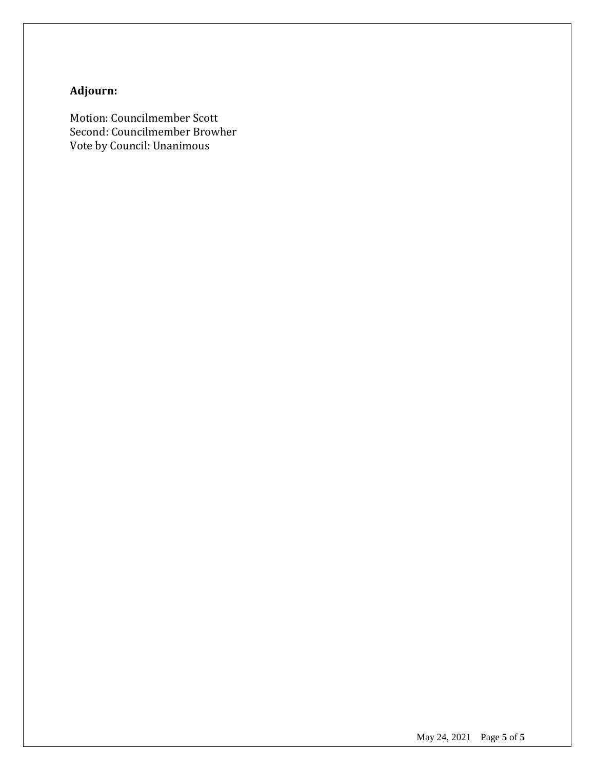**Adjourn:**

Motion: Councilmember Scott
Second: Councilmember Browher
Vote by Council: Unanimous